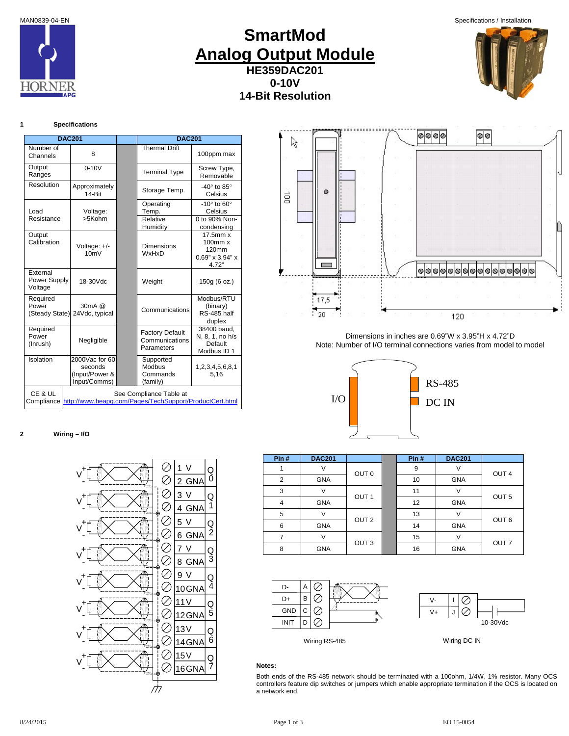MAN0839-04-EN

Specifications / Installation

# SmartMod
# Analog Output Module
### HE359DAC201
### 0-10V
### 14-Bit Resolution

## 1 Specifications

| DAC201 | | DAC201 | |
|---|---|---|---|
| Number of Channels | 8 | Thermal Drift | 100ppm max |
| Output Ranges | 0-10V | Terminal Type | Screw Type, Removable |
| Resolution | Approximately 14-Bit | Storage Temp. | -40° to 85° Celsius |
| Load Resistance | Voltage: >5Kohm | Operating Temp. | -10° to 60° Celsius |
| | | Relative Humidity | 0 to 90% Non-condensing |
| Output Calibration | Voltage: +/- 10mV | Dimensions WxHxD | 17.5mm x 100mm x 120mm 0.69" x 3.94" x 4.72" |
| External Power Supply Voltage | 18-30Vdc | Weight | 150g (6 oz.) |
| Required Power (Steady State) | 30mA @ 24Vdc, typical | Communications | Modbus/RTU (binary) RS-485 half duplex |
| Required Power (Inrush) | Negligible | Factory Default Communications Parameters | 38400 baud, N, 8, 1, no h/s Default Modbus ID 1 |
| Isolation | 2000Vac for 60 seconds (Input/Power & Input/Comms) | Supported Modbus Commands (family) | 1,2,3,4,5,6,8,1 5,16 |
| CE & UL Compliance | See Compliance Table at http://www.heapg.com/Pages/TechSupport/ProductCert.html | | |

Dimensions in inches are 0.69"W x 3.95"H x 4.72"D
Note: Number of I/O terminal connections varies from model to model

## 2 Wiring – I/O

| Pin # | DAC201 | | Pin # | DAC201 | |
|---|---|---|---|---|---|
| 1 | V | OUT 0 | 9 | V | OUT 4 |
| 2 | GNA | | 10 | GNA | |
| 3 | V | OUT 1 | 11 | V | OUT 5 |
| 4 | GNA | | 12 | GNA | |
| 5 | V | OUT 2 | 13 | V | OUT 6 |
| 6 | GNA | | 14 | GNA | |
| 7 | V | OUT 3 | 15 | V | OUT 7 |
| 8 | GNA | | 16 | GNA | |

Wiring RS-485

Wiring DC IN

**Notes:**

Both ends of the RS-485 network should be terminated with a 100ohm, 1/4W, 1% resistor. Many OCS controllers feature dip switches or jumpers which enable appropriate termination if the OCS is located on a network end.

8/24/2015 EO 15-0054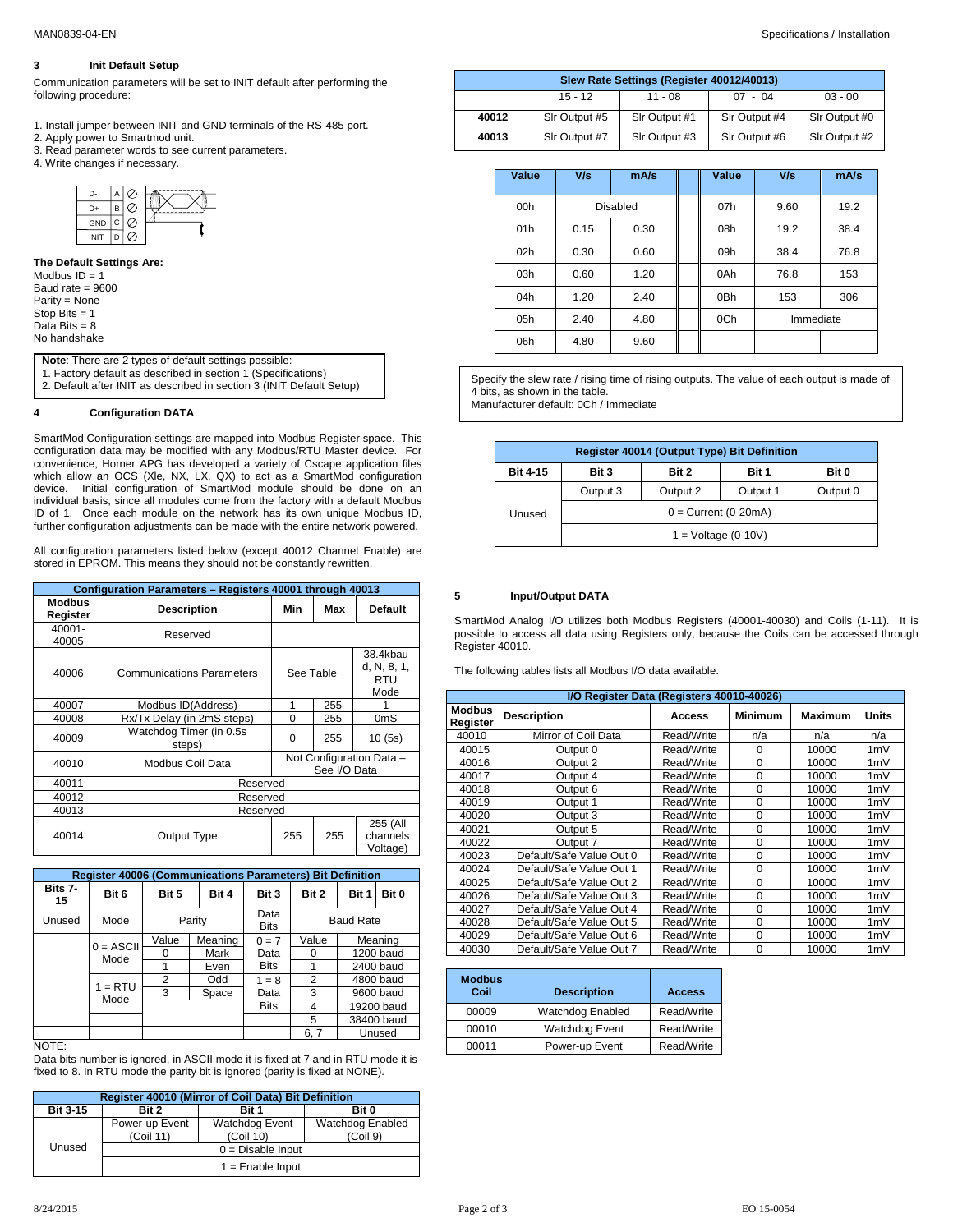## 3 Init Default Setup

Communication parameters will be set to INIT default after performing the following procedure:

1. Install jumper between INIT and GND terminals of the RS-485 port.
2. Apply power to Smartmod unit.
3. Read parameter words to see current parameters.
4. Write changes if necessary.

| D- | A |
|---|---|
| D+ | B |
| GND | C |
| INIT | D |

**The Default Settings Are:**
Modbus ID = 1
Baud rate = 9600
Parity = None
Stop Bits = 1
Data Bits = 8
No handshake

**Note**: There are 2 types of default settings possible:
1. Factory default as described in section 1 (Specifications)
2. Default after INIT as described in section 3 (INIT Default Setup)

## 4 Configuration DATA

SmartMod Configuration settings are mapped into Modbus Register space. This configuration data may be modified with any Modbus/RTU Master device. For convenience, Horner APG has developed a variety of Cscape application files which allow an OCS (Xle, NX, LX, QX) to act as a SmartMod configuration device. Initial configuration of SmartMod module should be done on an individual basis, since all modules come from the factory with a default Modbus ID of 1. Once each module on the network has its own unique Modbus ID, further configuration adjustments can be made with the entire network powered.

All configuration parameters listed below (except 40012 Channel Enable) are stored in EPROM. This means they should not be constantly rewritten.

| Configuration Parameters – Registers 40001 through 40013 | | | | |
|---|---|---|---|---|
| **Modbus Register** | **Description** | **Min** | **Max** | **Default** |
| 40001-40005 | Reserved | | | |
| 40006 | Communications Parameters | See Table | | 38.4kbaud, N, 8, 1, RTU Mode |
| 40007 | Modbus ID(Address) | 1 | 255 | 1 |
| 40008 | Rx/Tx Delay (in 2mS steps) | 0 | 255 | 0mS |
| 40009 | Watchdog Timer (in 0.5s steps) | 0 | 255 | 10 (5s) |
| 40010 | Modbus Coil Data | Not Configuration Data – See I/O Data | | |
| 40011 | Reserved | | | |
| 40012 | Reserved | | | |
| 40013 | Reserved | | | |
| 40014 | Output Type | 255 | 255 | 255 (All channels Voltage) |

| Register 40006 (Communications Parameters) Bit Definition | | | | | | | |
|---|---|---|---|---|---|---|---|
| **Bits 7-15** | **Bit 6** | **Bit 5** | **Bit 4** | **Bit 3** | **Bit 2** | **Bit 1** | **Bit 0** |
| Unused | Mode | Parity | | Data Bits | Baud Rate | | |
| | 0 = ASCII Mode | Value | Meaning | 0 = 7 Data Bits | Value | Meaning | |
| | | 0 | Mark | | 0 | 1200 baud | |
| | | 1 | Even | | 1 | 2400 baud | |
| | 1 = RTU Mode | 2 | Odd | 1 = 8 Data Bits | 2 | 4800 baud | |
| | | 3 | Space | | 3 | 9600 baud | |
| | | | | | 4 | 19200 baud | |
| | | | | | 5 | 38400 baud | |
| | | | | | 6, 7 | Unused | |

NOTE:
Data bits number is ignored, in ASCII mode it is fixed at 7 and in RTU mode it is fixed to 8. In RTU mode the parity bit is ignored (parity is fixed at NONE).

| Register 40010 (Mirror of Coil Data) Bit Definition | | | |
|---|---|---|---|
| **Bit 3-15** | **Bit 2** | **Bit 1** | **Bit 0** |
| Unused | Power-up Event (Coil 11) | Watchdog Event (Coil 10) | Watchdog Enabled (Coil 9) |
| | 0 = Disable Input | | |
| | 1 = Enable Input | | |

| Slew Rate Settings (Register 40012/40013) | | | | |
|---|---|---|---|---|
| | 15 - 12 | 11 - 08 | 07 - 04 | 03 - 00 |
| **40012** | Slr Output #5 | Slr Output #1 | Slr Output #4 | Slr Output #0 |
| **40013** | Slr Output #7 | Slr Output #3 | Slr Output #6 | Slr Output #2 |

| Value | V/s | mA/s | Value | V/s | mA/s |
|---|---|---|---|---|---|
| 00h | Disabled | | 07h | 9.60 | 19.2 |
| 01h | 0.15 | 0.30 | 08h | 19.2 | 38.4 |
| 02h | 0.30 | 0.60 | 09h | 38.4 | 76.8 |
| 03h | 0.60 | 1.20 | 0Ah | 76.8 | 153 |
| 04h | 1.20 | 2.40 | 0Bh | 153 | 306 |
| 05h | 2.40 | 4.80 | 0Ch | Immediate | |
| 06h | 4.80 | 9.60 | | | |

Specify the slew rate / rising time of rising outputs. The value of each output is made of 4 bits, as shown in the table.
Manufacturer default: 0Ch / Immediate

| Register 40014 (Output Type) Bit Definition | | | | |
|---|---|---|---|---|
| **Bit 4-15** | **Bit 3** | **Bit 2** | **Bit 1** | **Bit 0** |
| Unused | Output 3 | Output 2 | Output 1 | Output 0 |
| | 0 = Current (0-20mA) | | | |
| | 1 = Voltage (0-10V) | | | |

## 5 Input/Output DATA

SmartMod Analog I/O utilizes both Modbus Registers (40001-40030) and Coils (1-11). It is possible to access all data using Registers only, because the Coils can be accessed through Register 40010.

The following tables lists all Modbus I/O data available.

| I/O Register Data (Registers 40010-40026) | | | | | |
|---|---|---|---|---|---|
| **Modbus Register** | **Description** | **Access** | **Minimum** | **Maximum** | **Units** |
| 40010 | Mirror of Coil Data | Read/Write | n/a | n/a | n/a |
| 40015 | Output 0 | Read/Write | 0 | 10000 | 1mV |
| 40016 | Output 2 | Read/Write | 0 | 10000 | 1mV |
| 40017 | Output 4 | Read/Write | 0 | 10000 | 1mV |
| 40018 | Output 6 | Read/Write | 0 | 10000 | 1mV |
| 40019 | Output 1 | Read/Write | 0 | 10000 | 1mV |
| 40020 | Output 3 | Read/Write | 0 | 10000 | 1mV |
| 40021 | Output 5 | Read/Write | 0 | 10000 | 1mV |
| 40022 | Output 7 | Read/Write | 0 | 10000 | 1mV |
| 40023 | Default/Safe Value Out 0 | Read/Write | 0 | 10000 | 1mV |
| 40024 | Default/Safe Value Out 1 | Read/Write | 0 | 10000 | 1mV |
| 40025 | Default/Safe Value Out 2 | Read/Write | 0 | 10000 | 1mV |
| 40026 | Default/Safe Value Out 3 | Read/Write | 0 | 10000 | 1mV |
| 40027 | Default/Safe Value Out 4 | Read/Write | 0 | 10000 | 1mV |
| 40028 | Default/Safe Value Out 5 | Read/Write | 0 | 10000 | 1mV |
| 40029 | Default/Safe Value Out 6 | Read/Write | 0 | 10000 | 1mV |
| 40030 | Default/Safe Value Out 7 | Read/Write | 0 | 10000 | 1mV |

| Modbus Coil | Description | Access |
|---|---|---|
| 00009 | Watchdog Enabled | Read/Write |
| 00010 | Watchdog Event | Read/Write |
| 00011 | Power-up Event | Read/Write |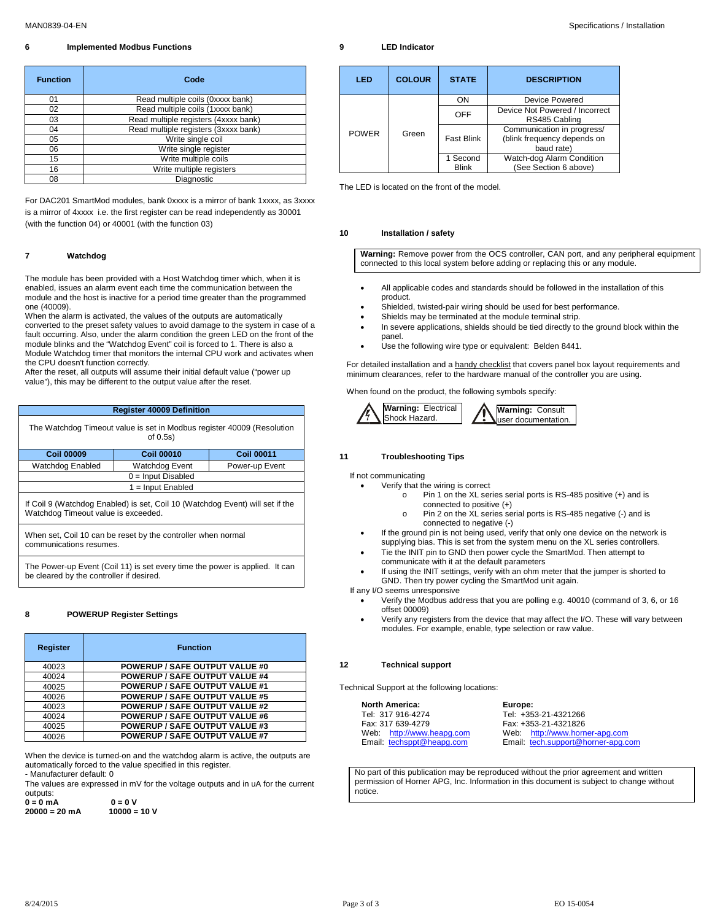## 6 Implemented Modbus Functions

| Function | Code |
|---|---|
| 01 | Read multiple coils (0xxxx bank) |
| 02 | Read multiple coils (1xxxx bank) |
| 03 | Read multiple registers (4xxxx bank) |
| 04 | Read multiple registers (3xxxx bank) |
| 05 | Write single coil |
| 06 | Write single register |
| 15 | Write multiple coils |
| 16 | Write multiple registers |
| 08 | Diagnostic |

For DAC201 SmartMod modules, bank 0xxxx is a mirror of bank 1xxxx, as 3xxxx is a mirror of 4xxxx i.e. the first register can be read independently as 30001 (with the function 04) or 40001 (with the function 03)

## 7 Watchdog

The module has been provided with a Host Watchdog timer which, when it is enabled, issues an alarm event each time the communication between the module and the host is inactive for a period time greater than the programmed one (40009).
When the alarm is activated, the values of the outputs are automatically converted to the preset safety values to avoid damage to the system in case of a fault occurring. Also, under the alarm condition the green LED on the front of the module blinks and the "Watchdog Event" coil is forced to 1. There is also a Module Watchdog timer that monitors the internal CPU work and activates when the CPU doesn't function correctly.
After the reset, all outputs will assume their initial default value ("power up value"), this may be different to the output value after the reset.

| Register 40009 Definition | | |
|---|---|---|
| The Watchdog Timeout value is set in Modbus register 40009 (Resolution of 0.5s) | | |
| **Coil 00009** | **Coil 00010** | **Coil 00011** |
| Watchdog Enabled | Watchdog Event | Power-up Event |
| 0 = Input Disabled | | |
| 1 = Input Enabled | | |
| If Coil 9 (Watchdog Enabled) is set, Coil 10 (Watchdog Event) will set if the Watchdog Timeout value is exceeded. | | |
| When set, Coil 10 can be reset by the controller when normal communications resumes. | | |
| The Power-up Event (Coil 11) is set every time the power is applied. It can be cleared by the controller if desired. | | |

## 8 POWERUP Register Settings

| Register | Function |
|---|---|
| 40023 | **POWERUP / SAFE OUTPUT VALUE #0** |
| 40024 | **POWERUP / SAFE OUTPUT VALUE #4** |
| 40025 | **POWERUP / SAFE OUTPUT VALUE #1** |
| 40026 | **POWERUP / SAFE OUTPUT VALUE #5** |
| 40023 | **POWERUP / SAFE OUTPUT VALUE #2** |
| 40024 | **POWERUP / SAFE OUTPUT VALUE #6** |
| 40025 | **POWERUP / SAFE OUTPUT VALUE #3** |
| 40026 | **POWERUP / SAFE OUTPUT VALUE #7** |

When the device is turned-on and the watchdog alarm is active, the outputs are automatically forced to the value specified in this register.
- Manufacturer default: 0

The values are expressed in mV for the voltage outputs and in uA for the current outputs:

**0 = 0 mA** **0 = 0 V**
**20000 = 20 mA** **10000 = 10 V**

## 9 LED Indicator

| LED | COLOUR | STATE | DESCRIPTION |
|---|---|---|---|
| POWER | Green | ON | Device Powered |
| | | OFF | Device Not Powered / Incorrect RS485 Cabling |
| | | Fast Blink | Communication in progress/ (blink frequency depends on baud rate) |
| | | 1 Second Blink | Watch-dog Alarm Condition (See Section 6 above) |

The LED is located on the front of the model.

## 10 Installation / safety

**Warning:** Remove power from the OCS controller, CAN port, and any peripheral equipment connected to this local system before adding or replacing this or any module.

- All applicable codes and standards should be followed in the installation of this product.
- Shielded, twisted-pair wiring should be used for best performance.
- Shields may be terminated at the module terminal strip.
- In severe applications, shields should be tied directly to the ground block within the panel.
- Use the following wire type or equivalent: Belden 8441.

For detailed installation and a handy checklist that covers panel box layout requirements and minimum clearances, refer to the hardware manual of the controller you are using.

When found on the product, the following symbols specify:

**Warning:** Electrical Shock Hazard.

**Warning:** Consult user documentation.

## 11 Troubleshooting Tips

If not communicating

- Verify that the wiring is correct
  - Pin 1 on the XL series serial ports is RS-485 positive (+) and is connected to positive (+)
  - Pin 2 on the XL series serial ports is RS-485 negative (-) and is connected to negative (-)
- If the ground pin is not being used, verify that only one device on the network is supplying bias. This is set from the system menu on the XL series controllers.
- Tie the INIT pin to GND then power cycle the SmartMod. Then attempt to communicate with it at the default parameters
- If using the INIT settings, verify with an ohm meter that the jumper is shorted to GND. Then try power cycling the SmartMod unit again.

If any I/O seems unresponsive

- Verify the Modbus address that you are polling e.g. 40010 (command of 3, 6, or 16 offset 00009)
- Verify any registers from the device that may affect the I/O. These will vary between modules. For example, enable, type selection or raw value.

## 12 Technical support

Technical Support at the following locations:

**North America:**
Tel: 317 916-4274
Fax: 317 639-4279
Web: http://www.heapg.com
Email: techsppt@heapg.com

**Europe:**
Tel: +353-21-4321266
Fax: +353-21-4321826
Web: http://www.horner-apg.com
Email: tech.support@horner-apg.com

No part of this publication may be reproduced without the prior agreement and written permission of Horner APG, Inc. Information in this document is subject to change without notice.